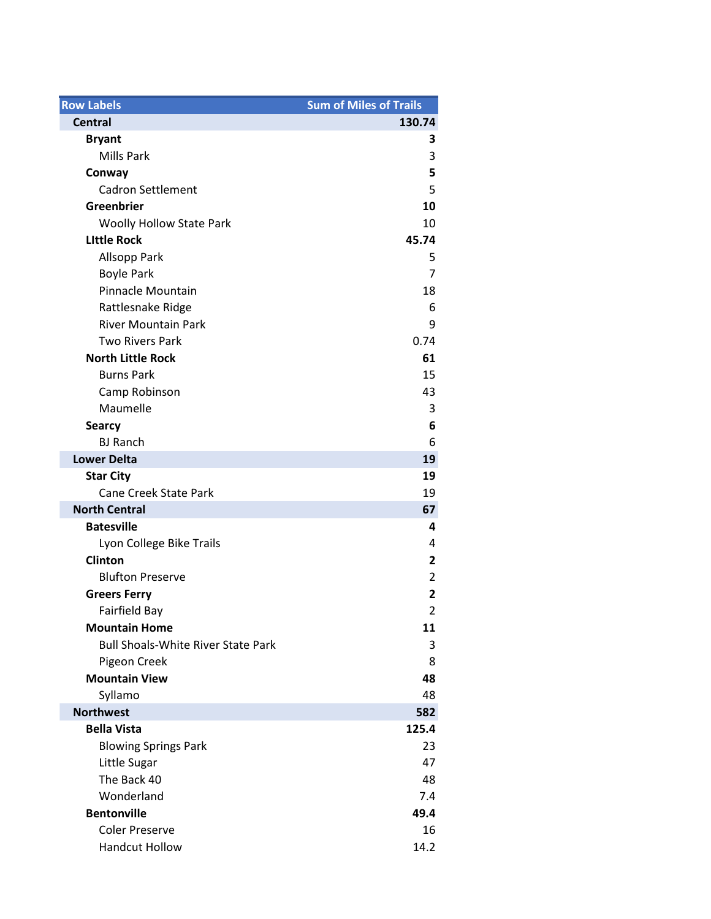| Row Labels | Sum of Miles of Trails |
|---|---|
| **Central** | **130.74** |
| **Bryant** | **3** |
| Mills Park | 3 |
| **Conway** | **5** |
| Cadron Settlement | 5 |
| **Greenbrier** | **10** |
| Woolly Hollow State Park | 10 |
| **LIttle Rock** | **45.74** |
| Allsopp Park | 5 |
| Boyle Park | 7 |
| Pinnacle Mountain | 18 |
| Rattlesnake Ridge | 6 |
| River Mountain Park | 9 |
| Two Rivers Park | 0.74 |
| **North Little Rock** | **61** |
| Burns Park | 15 |
| Camp Robinson | 43 |
| Maumelle | 3 |
| **Searcy** | **6** |
| BJ Ranch | 6 |
| **Lower Delta** | **19** |
| **Star City** | **19** |
| Cane Creek State Park | 19 |
| **North Central** | **67** |
| **Batesville** | **4** |
| Lyon College Bike Trails | 4 |
| **Clinton** | **2** |
| Blufton Preserve | 2 |
| **Greers Ferry** | **2** |
| Fairfield Bay | 2 |
| **Mountain Home** | **11** |
| Bull Shoals-White River State Park | 3 |
| Pigeon Creek | 8 |
| **Mountain View** | **48** |
| Syllamo | 48 |
| **Northwest** | **582** |
| **Bella Vista** | **125.4** |
| Blowing Springs Park | 23 |
| Little Sugar | 47 |
| The Back 40 | 48 |
| Wonderland | 7.4 |
| **Bentonville** | **49.4** |
| Coler Preserve | 16 |
| Handcut Hollow | 14.2 |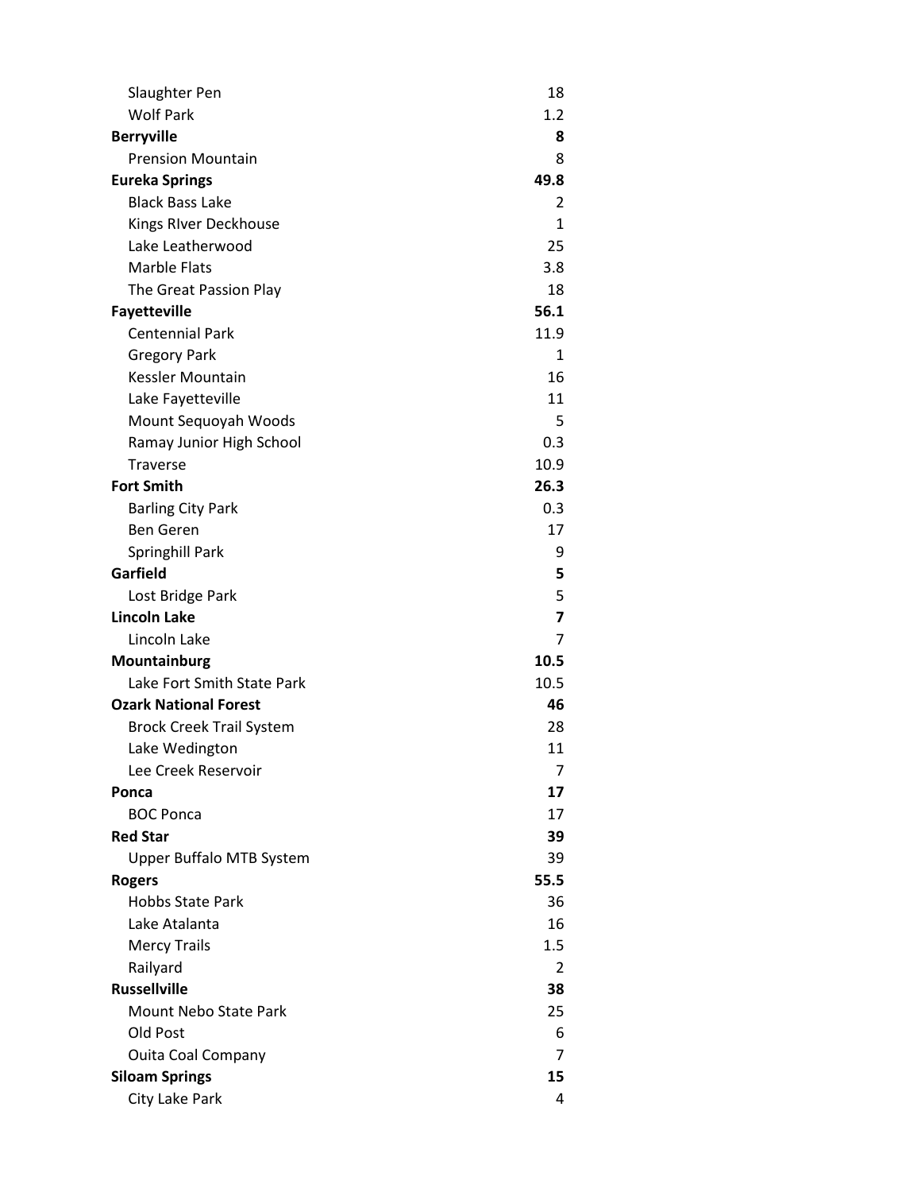| | |
|---|---|
| Slaughter Pen | 18 |
| Wolf Park | 1.2 |
| **Berryville** | **8** |
| Prension Mountain | 8 |
| **Eureka Springs** | **49.8** |
| Black Bass Lake | 2 |
| Kings RIver Deckhouse | 1 |
| Lake Leatherwood | 25 |
| Marble Flats | 3.8 |
| The Great Passion Play | 18 |
| **Fayetteville** | **56.1** |
| Centennial Park | 11.9 |
| Gregory Park | 1 |
| Kessler Mountain | 16 |
| Lake Fayetteville | 11 |
| Mount Sequoyah Woods | 5 |
| Ramay Junior High School | 0.3 |
| Traverse | 10.9 |
| **Fort Smith** | **26.3** |
| Barling City Park | 0.3 |
| Ben Geren | 17 |
| Springhill Park | 9 |
| **Garfield** | **5** |
| Lost Bridge Park | 5 |
| **Lincoln Lake** | **7** |
| Lincoln Lake | 7 |
| **Mountainburg** | **10.5** |
| Lake Fort Smith State Park | 10.5 |
| **Ozark National Forest** | **46** |
| Brock Creek Trail System | 28 |
| Lake Wedington | 11 |
| Lee Creek Reservoir | 7 |
| **Ponca** | **17** |
| BOC Ponca | 17 |
| **Red Star** | **39** |
| Upper Buffalo MTB System | 39 |
| **Rogers** | **55.5** |
| Hobbs State Park | 36 |
| Lake Atalanta | 16 |
| Mercy Trails | 1.5 |
| Railyard | 2 |
| **Russellville** | **38** |
| Mount Nebo State Park | 25 |
| Old Post | 6 |
| Ouita Coal Company | 7 |
| **Siloam Springs** | **15** |
| City Lake Park | 4 |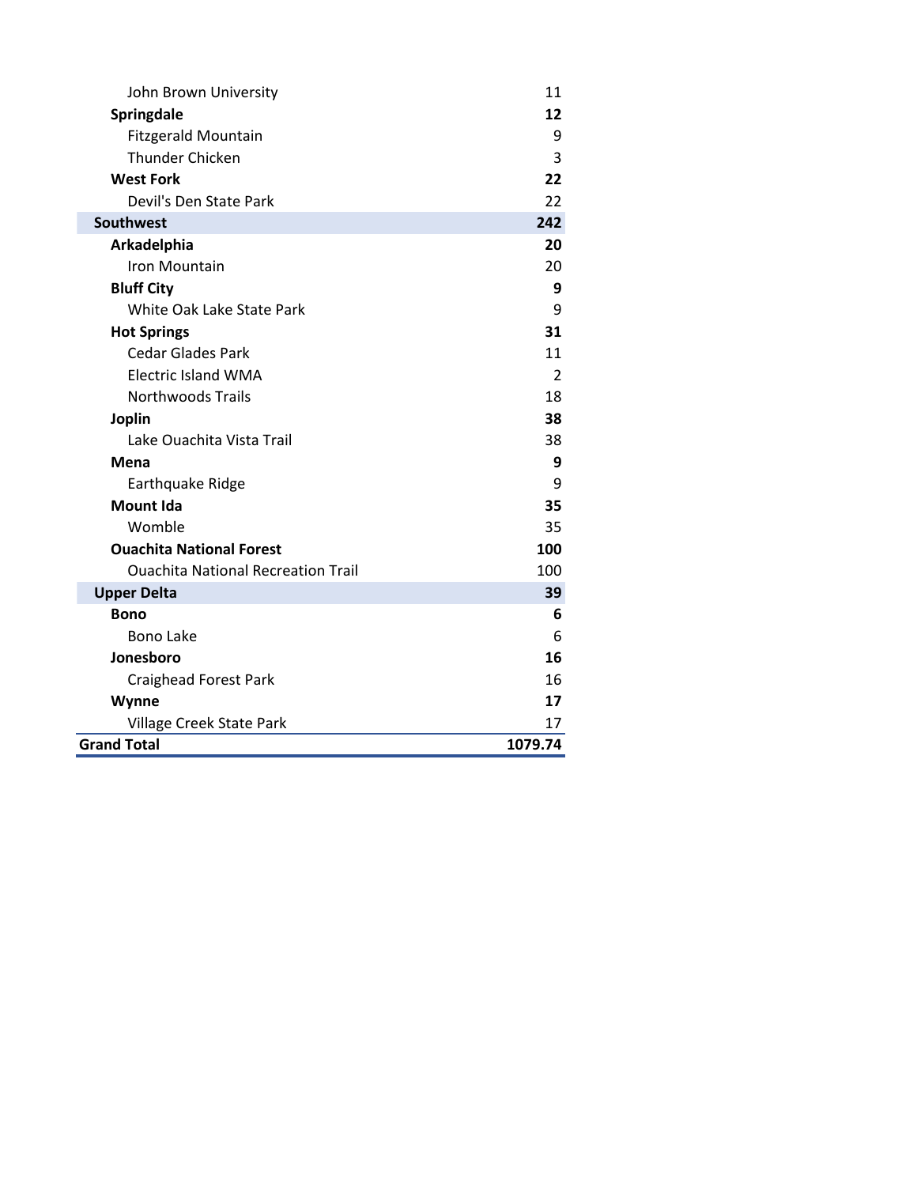| | |
|---|---|
| John Brown University | 11 |
| **Springdale** | **12** |
| Fitzgerald Mountain | 9 |
| Thunder Chicken | 3 |
| **West Fork** | **22** |
| Devil's Den State Park | 22 |
| **Southwest** | **242** |
| **Arkadelphia** | **20** |
| Iron Mountain | 20 |
| **Bluff City** | **9** |
| White Oak Lake State Park | 9 |
| **Hot Springs** | **31** |
| Cedar Glades Park | 11 |
| Electric Island WMA | 2 |
| Northwoods Trails | 18 |
| **Joplin** | **38** |
| Lake Ouachita Vista Trail | 38 |
| **Mena** | **9** |
| Earthquake Ridge | 9 |
| **Mount Ida** | **35** |
| Womble | 35 |
| **Ouachita National Forest** | **100** |
| Ouachita National Recreation Trail | 100 |
| **Upper Delta** | **39** |
| **Bono** | **6** |
| Bono Lake | 6 |
| **Jonesboro** | **16** |
| Craighead Forest Park | 16 |
| **Wynne** | **17** |
| Village Creek State Park | 17 |
| **Grand Total** | **1079.74** |